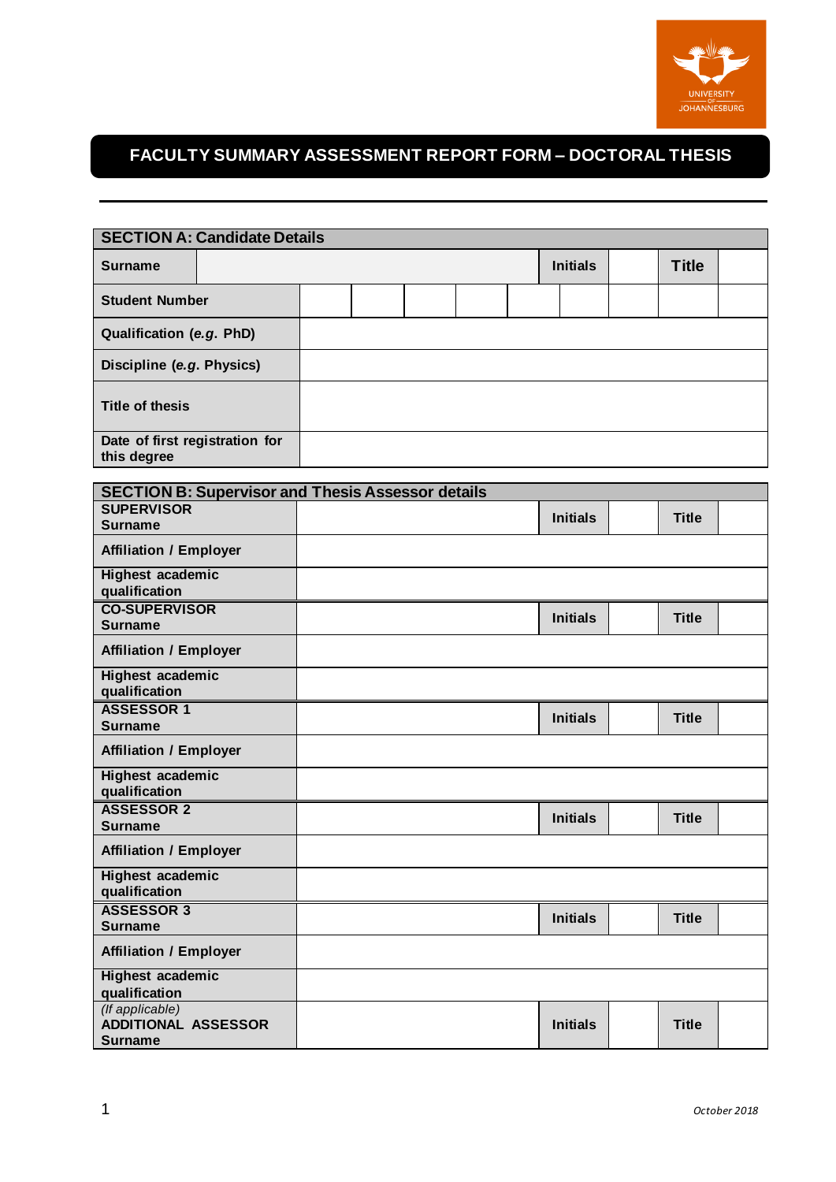# FACULTY SUMMARY ASSESSMENT REPORT FORM – DOCTORAL THESIS

| SECTION A: Candidate Details | | | | | | | | | |
|---|---|---|---|---|---|---|---|---|---|
| **Surname** | | | | | **Initials** | | **Title** | | |
| **Student Number** | | | | | | | | | |
| **Qualification (*e.g.* PhD)** | | | | | | | | | |
| **Discipline (*e.g.* Physics)** | | | | | | | | | |
| **Title of thesis** | | | | | | | | | |
| **Date of first registration for this degree** | | | | | | | | | |

| SECTION B: Supervisor and Thesis Assessor details | | | | | |
|---|---|---|---|---|---|
| **SUPERVISOR Surname** | | **Initials** | | **Title** | |
| **Affiliation / Employer** | | | | | |
| **Highest academic qualification** | | | | | |
| **CO-SUPERVISOR Surname** | | **Initials** | | **Title** | |
| **Affiliation / Employer** | | | | | |
| **Highest academic qualification** | | | | | |
| **ASSESSOR 1 Surname** | | **Initials** | | **Title** | |
| **Affiliation / Employer** | | | | | |
| **Highest academic qualification** | | | | | |
| **ASSESSOR 2 Surname** | | **Initials** | | **Title** | |
| **Affiliation / Employer** | | | | | |
| **Highest academic qualification** | | | | | |
| **ASSESSOR 3 Surname** | | **Initials** | | **Title** | |
| **Affiliation / Employer** | | | | | |
| **Highest academic qualification** | | | | | |
| *(If applicable)* **ADDITIONAL ASSESSOR Surname** | | **Initials** | | **Title** | |

*October 2018*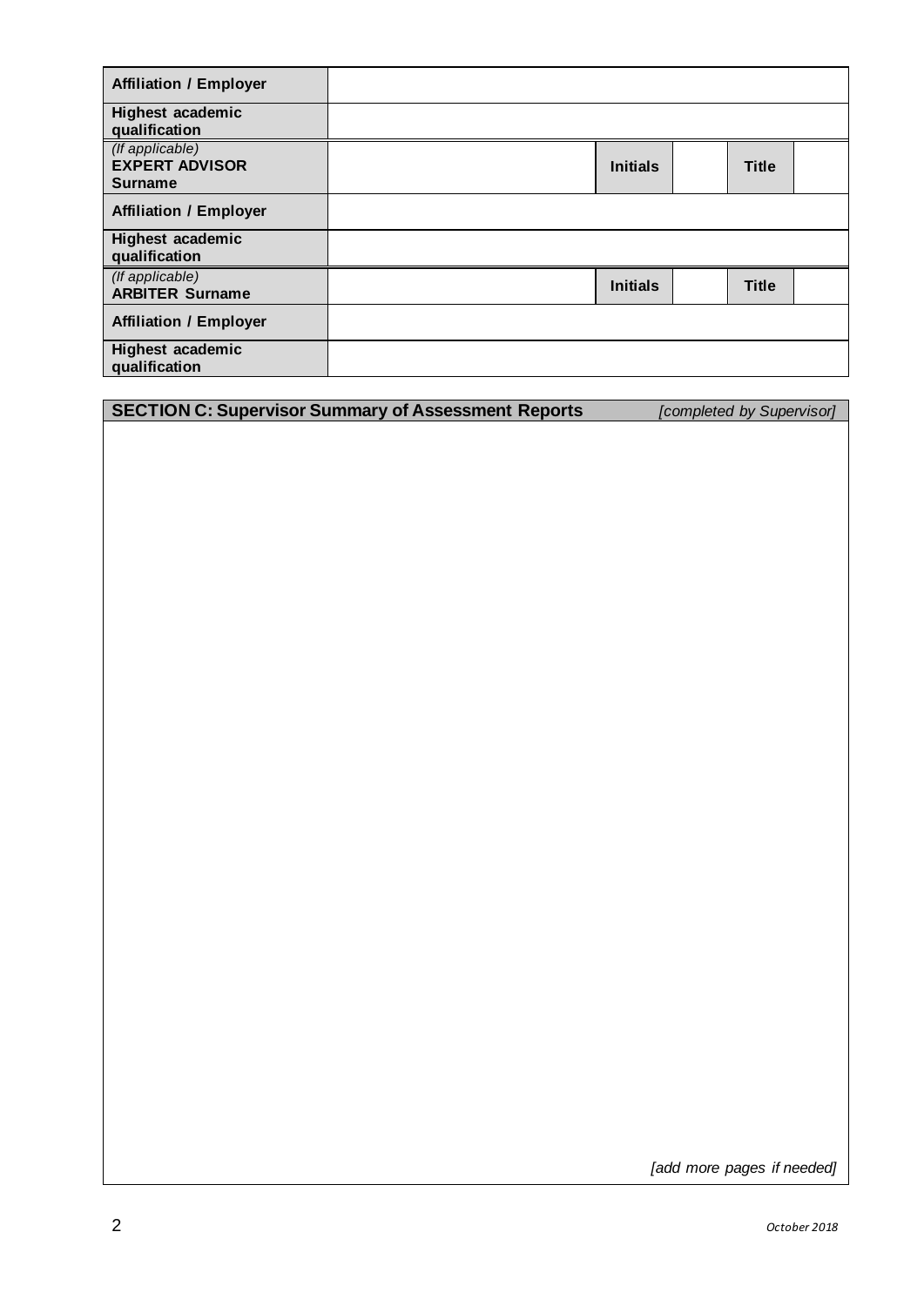| | | | | | |
|---|---|---|---|---|---|
| **Affiliation / Employer** | | | | | |
| **Highest academic qualification** | | | | | |
| *(If applicable)* **EXPERT ADVISOR Surname** | | **Initials** | | **Title** | |
| **Affiliation / Employer** | | | | | |
| **Highest academic qualification** | | | | | |
| *(If applicable)* **ARBITER Surname** | | **Initials** | | **Title** | |
| **Affiliation / Employer** | | | | | |
| **Highest academic qualification** | | | | | |

## SECTION C: Supervisor Summary of Assessment Reports *[completed by Supervisor]*

*[add more pages if needed]*

*October 2018*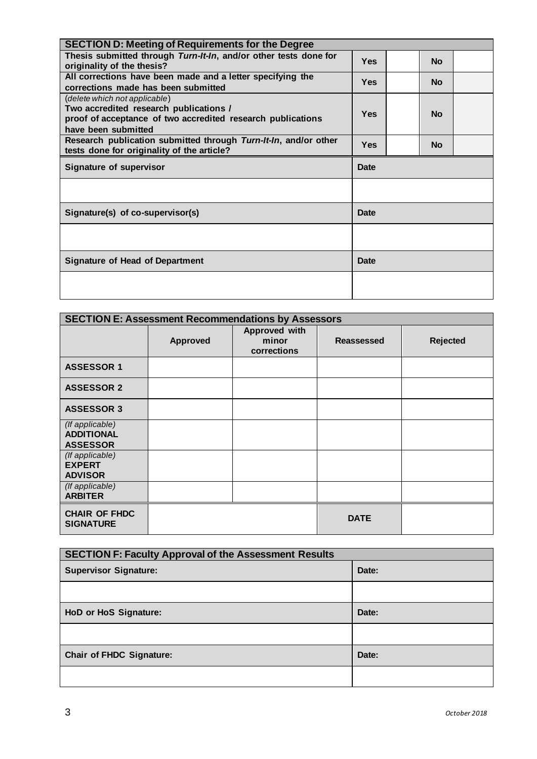| SECTION D: Meeting of Requirements for the Degree | | | | |
|---|---|---|---|---|
| **Thesis submitted through *Turn-It-In*, and/or other tests done for originality of the thesis?** | **Yes** | | **No** | |
| **All corrections have been made and a letter specifying the corrections made has been submitted** | **Yes** | | **No** | |
| (*delete which not applicable*)<br>**Two accredited research publications /**<br>**proof of acceptance of two accredited research publications have been submitted** | **Yes** | | **No** | |
| **Research publication submitted through *Turn-It-In*, and/or other tests done for originality of the article?** | **Yes** | | **No** | |
| **Signature of supervisor** | **Date** | | | |
| | | | | |
| **Signature(s) of co-supervisor(s)** | **Date** | | | |
| | | | | |
| **Signature of Head of Department** | **Date** | | | |
| | | | | |

| SECTION E: Assessment Recommendations by Assessors | | | | |
|---|---|---|---|---|
| | **Approved** | **Approved with minor corrections** | **Reassessed** | **Rejected** |
| **ASSESSOR 1** | | | | |
| **ASSESSOR 2** | | | | |
| **ASSESSOR 3** | | | | |
| *(If applicable)*<br>**ADDITIONAL ASSESSOR** | | | | |
| *(If applicable)*<br>**EXPERT ADVISOR** | | | | |
| *(If applicable)*<br>**ARBITER** | | | | |
| **CHAIR OF FHDC SIGNATURE** | | | **DATE** | |

| SECTION F: Faculty Approval of the Assessment Results | |
|---|---|
| **Supervisor Signature:** | **Date:** |
| | |
| **HoD or HoS Signature:** | **Date:** |
| | |
| **Chair of FHDC Signature:** | **Date:** |
| | |

*October 2018*